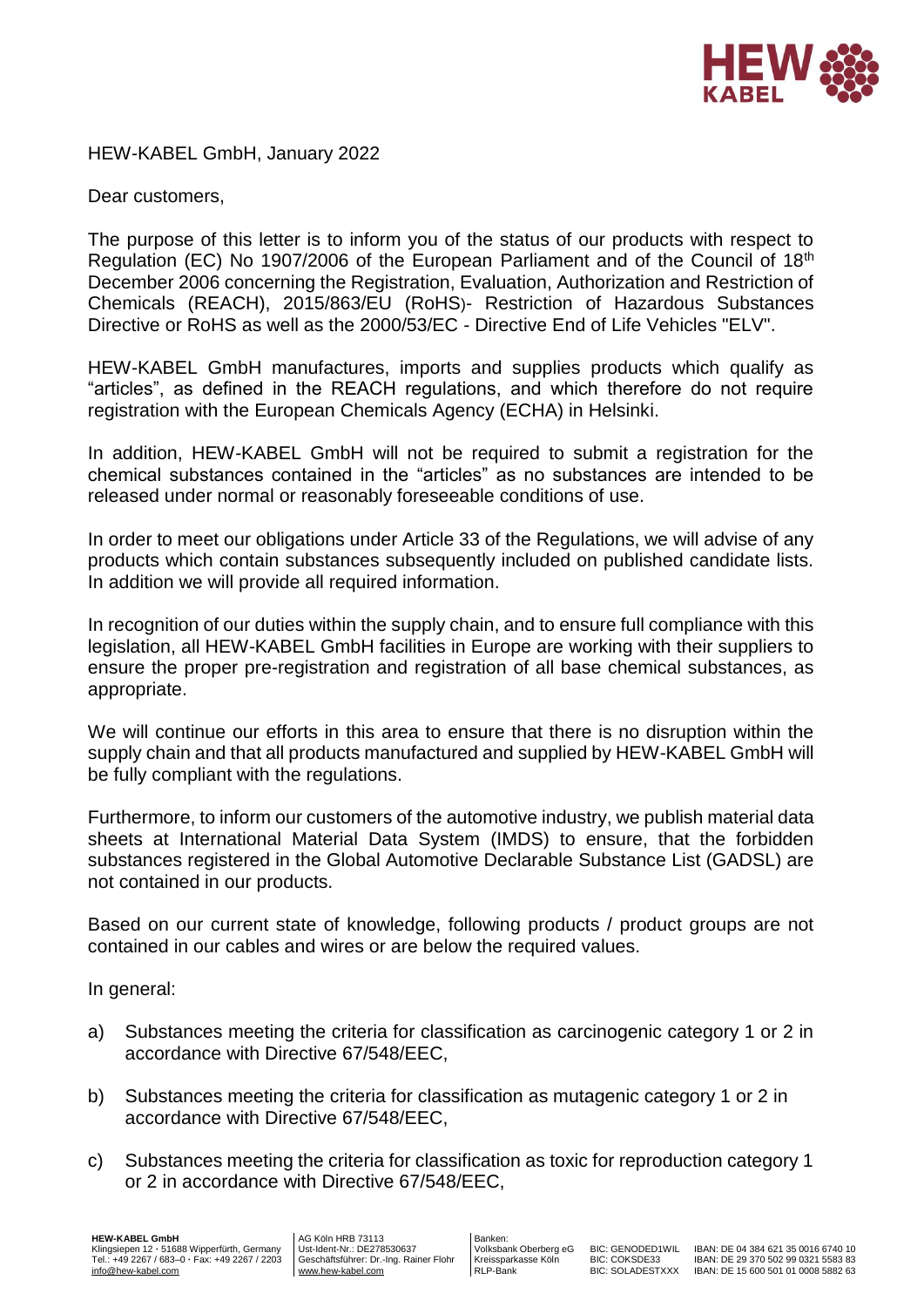HEW-KABEL GmbH, January 2022

Dear customers,

The purpose of this letter is to inform you of the status of our products with respect to Regulation (EC) No 1907/2006 of the European Parliament and of the Council of 18th December 2006 concerning the Registration, Evaluation, Authorization and Restriction of Chemicals (REACH), 2015/863/EU (RoHS)- Restriction of Hazardous Substances Directive or RoHS as well as the 2000/53/EC - Directive End of Life Vehicles "ELV".

HEW-KABEL GmbH manufactures, imports and supplies products which qualify as "articles", as defined in the REACH regulations, and which therefore do not require registration with the European Chemicals Agency (ECHA) in Helsinki.

In addition, HEW-KABEL GmbH will not be required to submit a registration for the chemical substances contained in the "articles" as no substances are intended to be released under normal or reasonably foreseeable conditions of use.

In order to meet our obligations under Article 33 of the Regulations, we will advise of any products which contain substances subsequently included on published candidate lists. In addition we will provide all required information.

In recognition of our duties within the supply chain, and to ensure full compliance with this legislation, all HEW-KABEL GmbH facilities in Europe are working with their suppliers to ensure the proper pre-registration and registration of all base chemical substances, as appropriate.

We will continue our efforts in this area to ensure that there is no disruption within the supply chain and that all products manufactured and supplied by HEW-KABEL GmbH will be fully compliant with the regulations.

Furthermore, to inform our customers of the automotive industry, we publish material data sheets at International Material Data System (IMDS) to ensure, that the forbidden substances registered in the Global Automotive Declarable Substance List (GADSL) are not contained in our products.

Based on our current state of knowledge, following products / product groups are not contained in our cables and wires or are below the required values.

In general:

a) Substances meeting the criteria for classification as carcinogenic category 1 or 2 in accordance with Directive 67/548/EEC,

b) Substances meeting the criteria for classification as mutagenic category 1 or 2 in accordance with Directive 67/548/EEC,

c) Substances meeting the criteria for classification as toxic for reproduction category 1 or 2 in accordance with Directive 67/548/EEC,

**HEW-KABEL GmbH**
Klingsiepen 12 · 51688 Wipperfürth, Germany
Tel.: +49 2267 / 683–0 · Fax: +49 2267 / 2203
info@hew-kabel.com

AG Köln HRB 73113
Ust-Ident-Nr.: DE278530637
Geschäftsführer: Dr.-Ing. Rainer Flohr
www.hew-kabel.com

| Banken: | | |
|---|---|---|
| Volksbank Oberberg eG | BIC: GENODED1WIL | IBAN: DE 04 384 621 35 0016 6740 10 |
| Kreissparkasse Köln | BIC: COKSDE33 | IBAN: DE 29 370 502 99 0321 5583 83 |
| RLP-Bank | BIC: SOLADESTXXX | IBAN: DE 15 600 501 01 0008 5882 63 |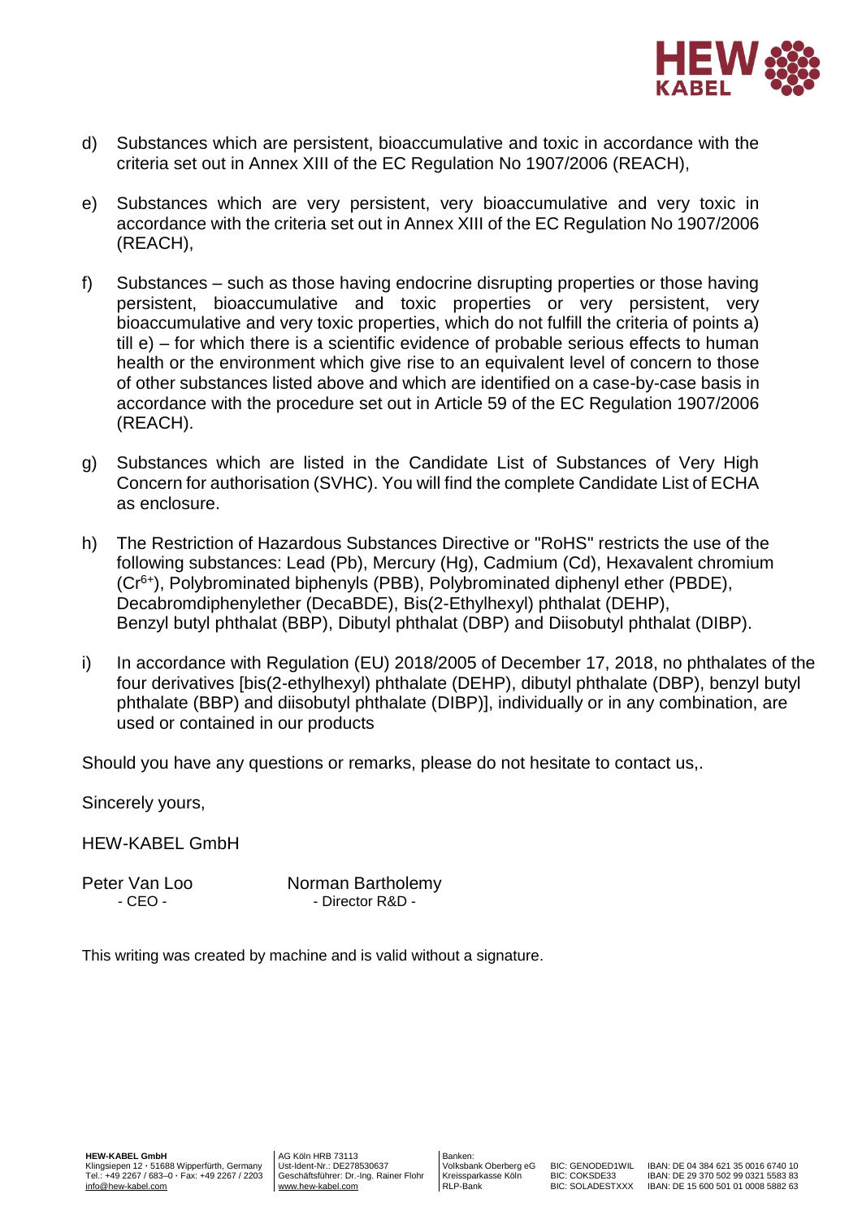d) Substances which are persistent, bioaccumulative and toxic in accordance with the criteria set out in Annex XIII of the EC Regulation No 1907/2006 (REACH),

e) Substances which are very persistent, very bioaccumulative and very toxic in accordance with the criteria set out in Annex XIII of the EC Regulation No 1907/2006 (REACH),

f) Substances – such as those having endocrine disrupting properties or those having persistent, bioaccumulative and toxic properties or very persistent, very bioaccumulative and very toxic properties, which do not fulfill the criteria of points a) till e) – for which there is a scientific evidence of probable serious effects to human health or the environment which give rise to an equivalent level of concern to those of other substances listed above and which are identified on a case-by-case basis in accordance with the procedure set out in Article 59 of the EC Regulation 1907/2006 (REACH).

g) Substances which are listed in the Candidate List of Substances of Very High Concern for authorisation (SVHC). You will find the complete Candidate List of ECHA as enclosure.

h) The Restriction of Hazardous Substances Directive or "RoHS" restricts the use of the following substances: Lead (Pb), Mercury (Hg), Cadmium (Cd), Hexavalent chromium ($Cr^{6+}$), Polybrominated biphenyls (PBB), Polybrominated diphenyl ether (PBDE), Decabromdiphenylether (DecaBDE), Bis(2-Ethylhexyl) phthalat (DEHP), Benzyl butyl phthalat (BBP), Dibutyl phthalat (DBP) and Diisobutyl phthalat (DIBP).

i) In accordance with Regulation (EU) 2018/2005 of December 17, 2018, no phthalates of the four derivatives [bis(2-ethylhexyl) phthalate (DEHP), dibutyl phthalate (DBP), benzyl butyl phthalate (BBP) and diisobutyl phthalate (DIBP)], individually or in any combination, are used or contained in our products

Should you have any questions or remarks, please do not hesitate to contact us,.

Sincerely yours,

HEW-KABEL GmbH

Peter Van Loo
- CEO -

Norman Bartholemy
- Director R&D -

This writing was created by machine and is valid without a signature.